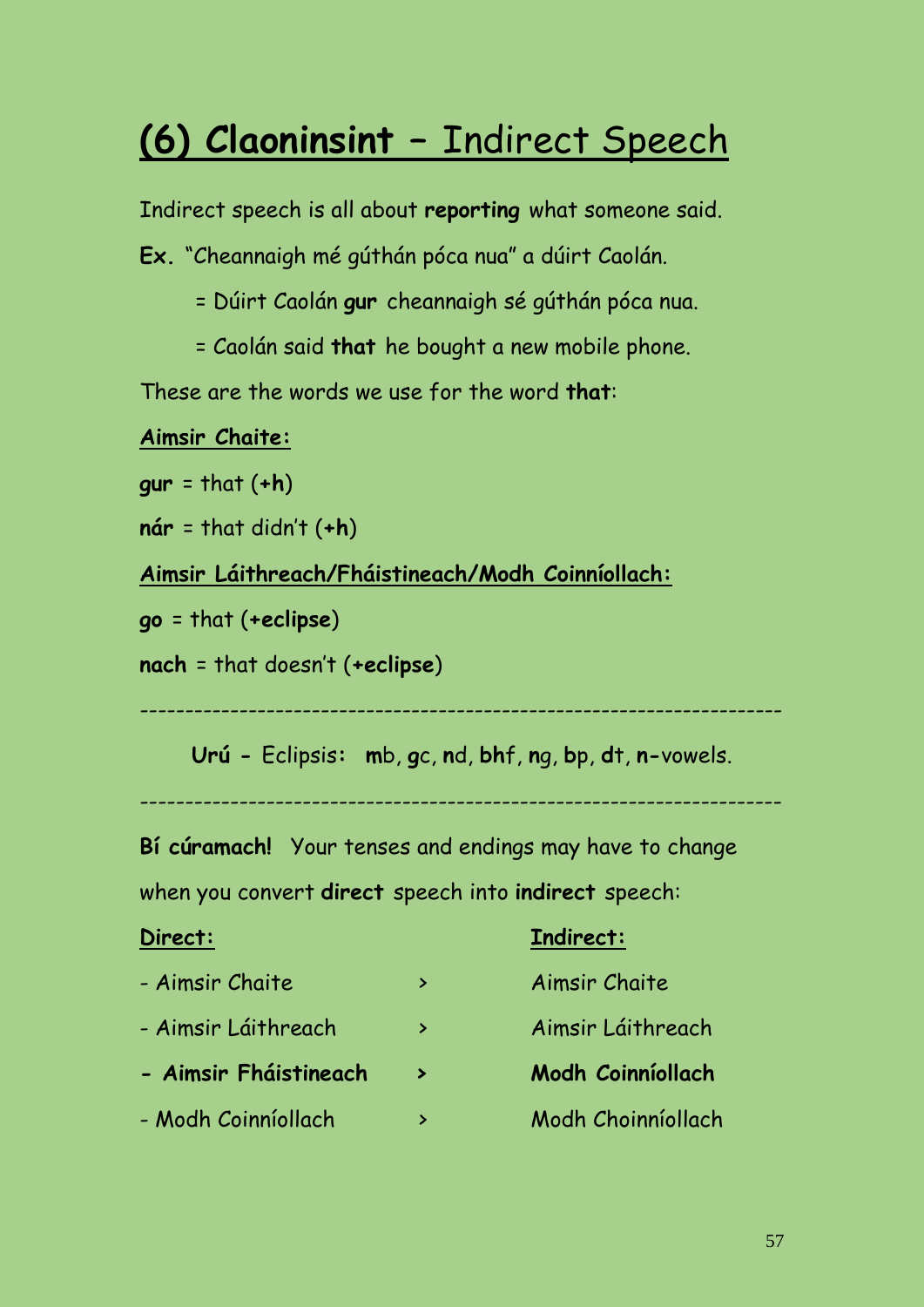# (6) Claoninsint – Indirect Speech

Indirect speech is all about **reporting** what someone said.

**Ex.** "Cheannaigh mé gúthán póca nua" a dúirt Caolán.

= Dúirt Caolán **gur** cheannaigh sé gúthán póca nua.

= Caolán said **that** he bought a new mobile phone.

These are the words we use for the word **that**:

**Aimsir Chaite:**

**gur** = that (**+h**)

**nár** = that didn't (**+h**)

**Aimsir Láithreach/Fháistineach/Modh Coinníollach:**

**go** = that (**+eclipse**)

**nach** = that doesn't (**+eclipse**)

---

**Urú -** Eclipsis: **m**b, **g**c, **n**d, **bh**f, **n**g, **b**p, **d**t, **n-**vowels.

---

**Bí cúramach!** Your tenses and endings may have to change when you convert **direct** speech into **indirect** speech:

| **Direct:** | | **Indirect:** |
|---|---|---|
| - Aimsir Chaite | > | Aimsir Chaite |
| - Aimsir Láithreach | > | Aimsir Láithreach |
| **- Aimsir Fháistineach** | **>** | **Modh Coinníollach** |
| - Modh Coinníollach | > | Modh Choinníollach |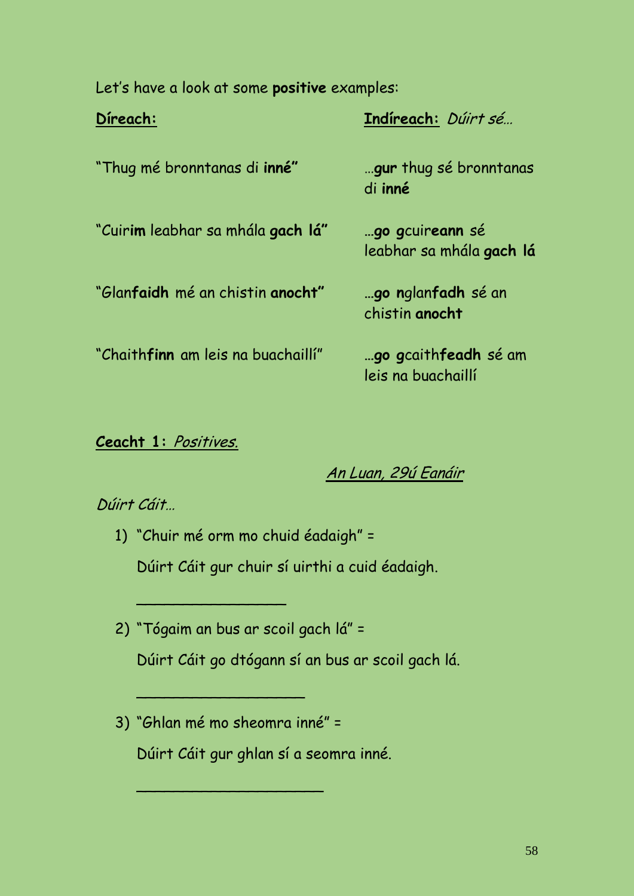Let's have a look at some **positive** examples:

| **Díreach:** | **Indíreach:** *Dúirt sé…* |
|---|---|
| "Thug mé bronntanas di **inné**" | …**gur** thug sé bronntanas di **inné** |
| "Cuir**im** leabhar sa mhála **gach lá**" | …**go** **g**cuir**eann** sé leabhar sa mhála **gach lá** |
| "Glan**faidh** mé an chistin **anocht**" | …**go** **n**glan**fadh** sé an chistin **anocht** |
| "Chaith**finn** am leis na buachaillí" | …**go** **g**caith**feadh** sé am leis na buachaillí |

**Ceacht 1:** *Positives.*

*An Luan, 29ú Eanáir*

*Dúirt Cáit…*

1) "Chuir mé orm mo chuid éadaigh" =

   Dúirt Cáit gur chuir sí uirthi a cuid éadaigh.

   ________________

2) "Tógaim an bus ar scoil gach lá" =

   Dúirt Cáit go dtógann sí an bus ar scoil gach lá.

   __________________

3) "Ghlan mé mo sheomra inné" =

   Dúirt Cáit gur ghlan sí a seomra inné.

   ____________________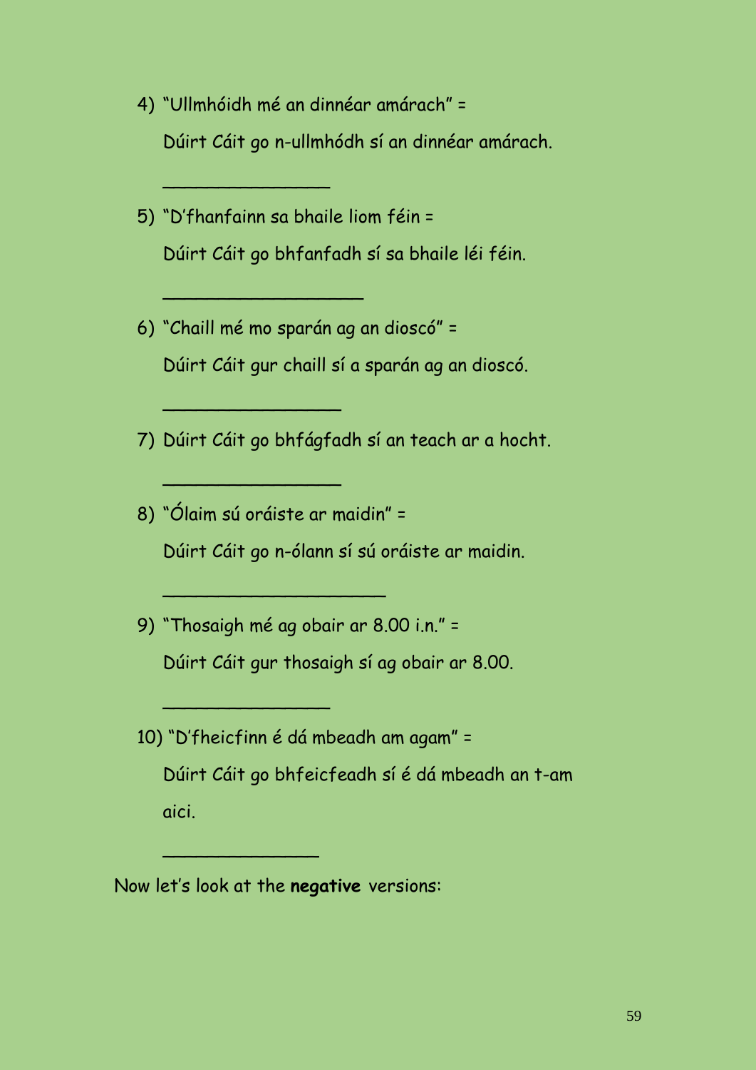4) "Ullmhóidh mé an dinnéar amárach" =

   Dúirt Cáit go n-ullmhódh sí an dinnéar amárach.

   _______________

5) "D'fhanfainn sa bhaile liom féin =

   Dúirt Cáit go bhfanfadh sí sa bhaile léi féin.

   __________________

6) "Chaill mé mo sparán ag an dioscó" =

   Dúirt Cáit gur chaill sí a sparán ag an dioscó.

   ________________

7) Dúirt Cáit go bhfágfadh sí an teach ar a hocht.

   ________________

8) "Ólaim sú oráiste ar maidin" =

   Dúirt Cáit go n-ólann sí sú oráiste ar maidin.

   ____________________

9) "Thosaigh mé ag obair ar 8.00 i.n." =

   Dúirt Cáit gur thosaigh sí ag obair ar 8.00.

   _______________

10) "D'fheicfinn é dá mbeadh am agam" =

   Dúirt Cáit go bhfeicfeadh sí é dá mbeadh an t-am aici.

   ______________

Now let's look at the **negative** versions: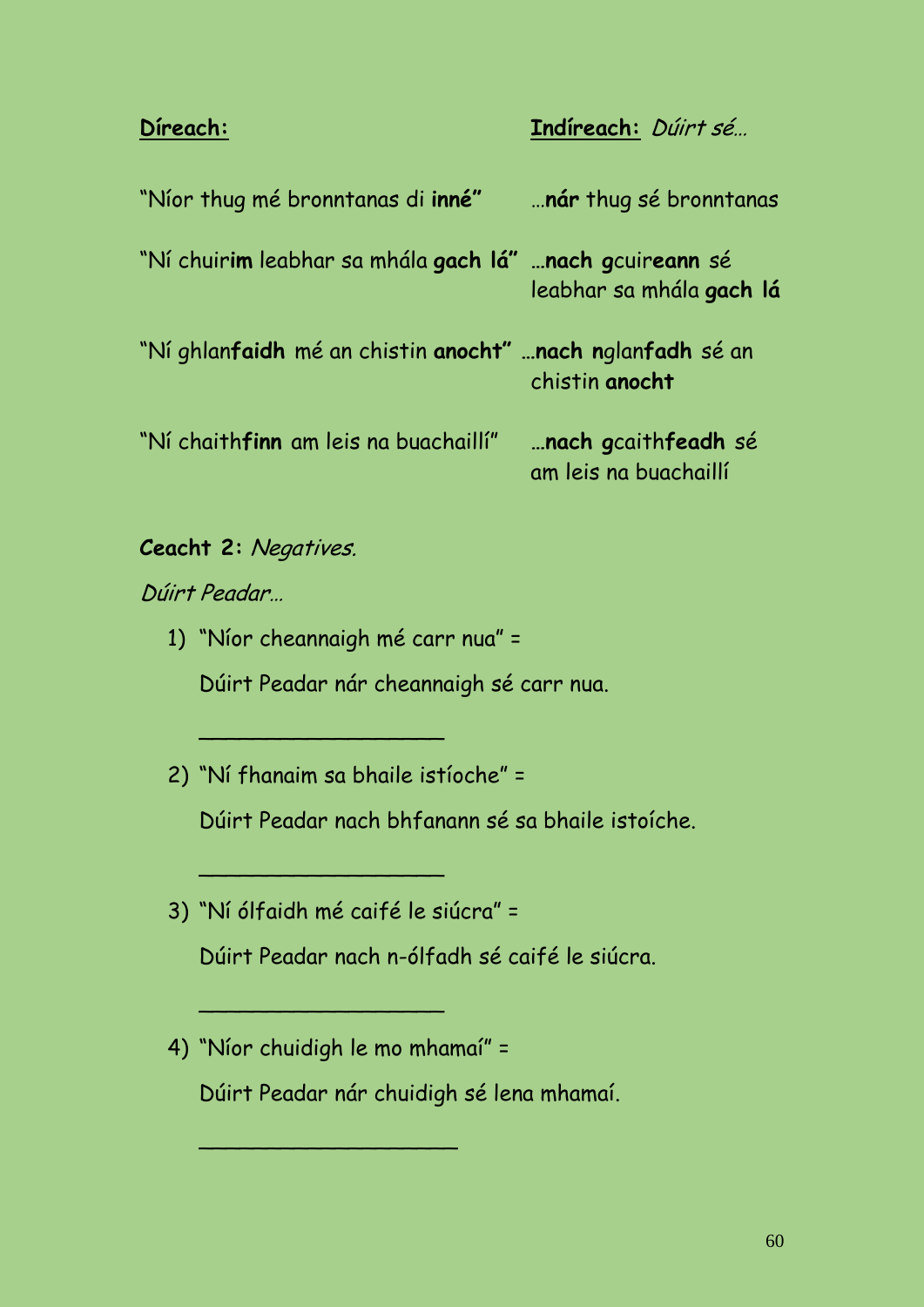| **Díreach:** | **Indíreach:** *Dúirt sé…* |
|---|---|
| "Níor thug mé bronntanas di **inné"** | …**nár** thug sé bronntanas |
| "Ní chuir**im** leabhar sa mhála **gach lá"** | …**nach g**cuir**eann** sé leabhar sa mhála **gach lá** |
| "Ní ghlan**faidh** mé an chistin **anocht"** | …**nach n**glan**fadh** sé an chistin **anocht** |
| "Ní chaith**finn** am leis na buachaillí" | …**nach g**caith**feadh** sé am leis na buachaillí |

**Ceacht 2:** *Negatives.*

*Dúirt Peadar…*

1) "Níor cheannaigh mé carr nua" =

   Dúirt Peadar nár cheannaigh sé carr nua.

   ___________________

2) "Ní fhanaim sa bhaile istíoche" =

   Dúirt Peadar nach bhfanann sé sa bhaile istoíche.

   ___________________

3) "Ní ólfaidh mé caifé le siúcra" =

   Dúirt Peadar nach n-ólfadh sé caifé le siúcra.

   ___________________

4) "Níor chuidigh le mo mhamaí" =

   Dúirt Peadar nár chuidigh sé lena mhamaí.

   ____________________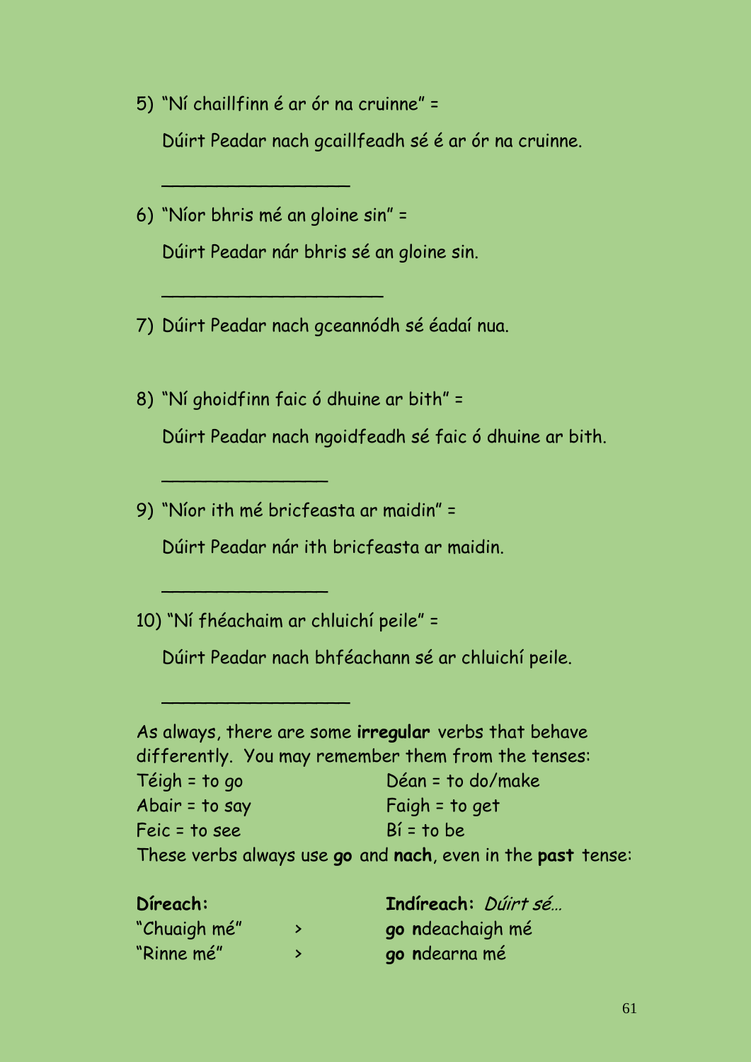5) "Ní chaillfinn é ar ór na cruinne" =

   Dúirt Peadar nach gcaillfeadh sé é ar ór na cruinne.

   ________________

6) "Níor bhris mé an gloine sin" =

   Dúirt Peadar nár bhris sé an gloine sin.

   ____________________

7) Dúirt Peadar nach gceannódh sé éadaí nua.

8) "Ní ghoidfinn faic ó dhuine ar bith" =

   Dúirt Peadar nach ngoidfeadh sé faic ó dhuine ar bith.

   ______________

9) "Níor ith mé bricfeasta ar maidin" =

   Dúirt Peadar nár ith bricfeasta ar maidin.

   ______________

10) "Ní fhéachaim ar chluichí peile" =

   Dúirt Peadar nach bhféachann sé ar chluichí peile.

   ________________

As always, there are some **irregular** verbs that behave differently. You may remember them from the tenses:

| | |
|---|---|
| Téigh = to go | Déan = to do/make |
| Abair = to say | Faigh = to get |
| Feic = to see | Bí = to be |

These verbs always use **go** and **nach**, even in the **past** tense:

| **Díreach:** | | **Indíreach:** *Dúirt sé…* |
|---|---|---|
| "Chuaigh mé" | > | **go n**deachaigh mé |
| "Rinne mé" | > | **go n**dearna mé |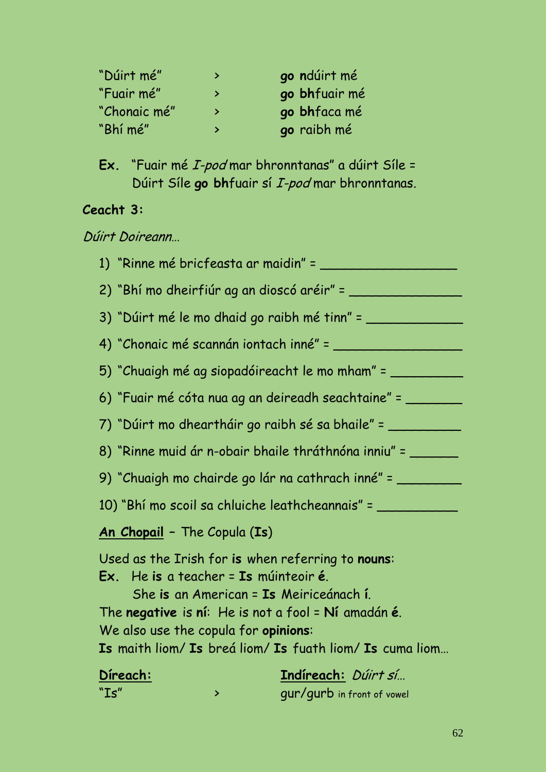| | | |
|---|---|---|
| "Dúirt mé" | > | **go n**dúirt mé |
| "Fuair mé" | > | **go bh**fuair mé |
| "Chonaic mé" | > | **go bh**faca mé |
| "Bhí mé" | > | **go** raibh mé |

**Ex.** "Fuair mé *I-pod* mar bhronntanas" a dúirt Síle = Dúirt Síle **go bh**fuair sí *I-pod* mar bhronntanas.

**Ceacht 3:**

*Dúirt Doireann…*

1) "Rinne mé bricfeasta ar maidin" = ____________________
2) "Bhí mo dheirfiúr ag an dioscó aréir" = ________________
3) "Dúirt mé le mo dhaid go raibh mé tinn" = ______________
4) "Chonaic mé scannán iontach inné" = __________________
5) "Chuaigh mé ag siopadóireacht le mo mham" = __________
6) "Fuair mé cóta nua ag an deireadh seachtaine" = ________
7) "Dúirt mo dheartháir go raibh sé sa bhaile" = __________
8) "Rinne muid ár n-obair bhaile thráthnóna inniu" = _______
9) "Chuaigh mo chairde go lár na cathrach inné" = _________
10) "Bhí mo scoil sa chluiche leathcheannais" = ___________

**An Chopail** – The Copula (**Is**)

Used as the Irish for **is** when referring to **nouns**:

**Ex.** He **is** a teacher = **Is** múinteoir **é**.
She **is** an American = **Is** Meiriceánach **í**.

The **negative** is **ní**: He is not a fool = **Ní** amadán **é**.

We also use the copula for **opinions**:

**Is** maith liom/ **Is** breá liom/ **Is** fuath liom/ **Is** cuma liom…

| **Díreach:** | | **Indíreach:** *Dúirt sí…* |
|---|---|---|
| "Is" | > | gur/gurb in front of vowel |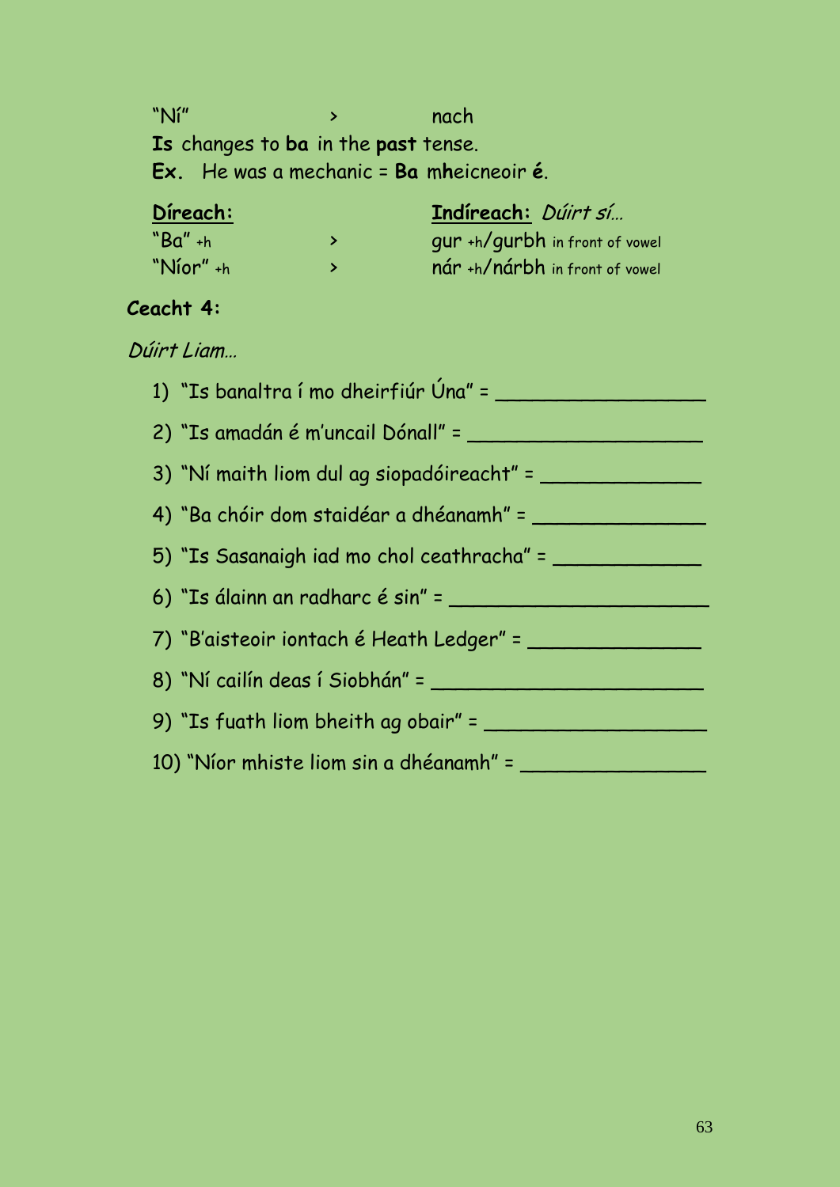"Ní" > nach

**Is** changes to **ba** in the **past** tense.

**Ex.** He was a mechanic = **Ba** m**h**eicneoir **é**.

| **Díreach:** | | **Indíreach:** *Dúirt sí…* |
|---|---|---|
| "Ba" +h | > | gur +h/gurbh in front of vowel |
| "Níor" +h | > | nár +h/nárbh in front of vowel |

**Ceacht 4:**

*Dúirt Liam…*

1) "Is banaltra í mo dheirfiúr Úna" = ____________________
2) "Is amadán é m'uncail Dónall" = ____________________
3) "Ní maith liom dul ag siopadóireacht" = ______________
4) "Ba chóir dom staidéar a dhéanamh" = _______________
5) "Is Sasanaigh iad mo chol ceathracha" = _____________
6) "Is álainn an radharc é sin" = _______________________
7) "B'aisteoir iontach é Heath Ledger" = _______________
8) "Ní cailín deas í Siobhán" = ________________________
9) "Is fuath liom bheith ag obair" = ____________________
10) "Níor mhiste liom sin a dhéanamh" = ________________